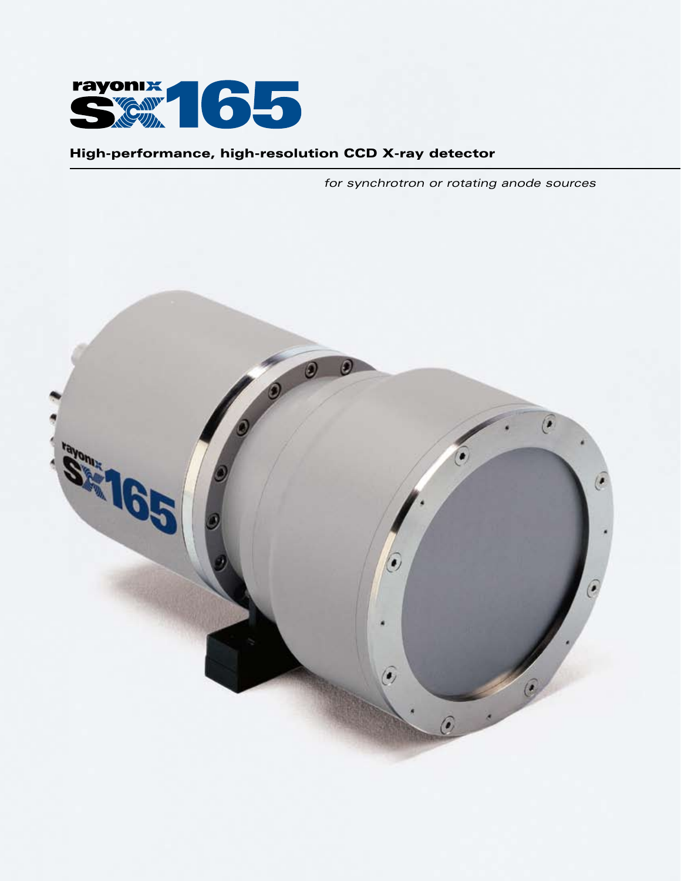# rayonix SX165

## High-performance, high-resolution CCD X-ray detector

*for synchrotron or rotating anode sources*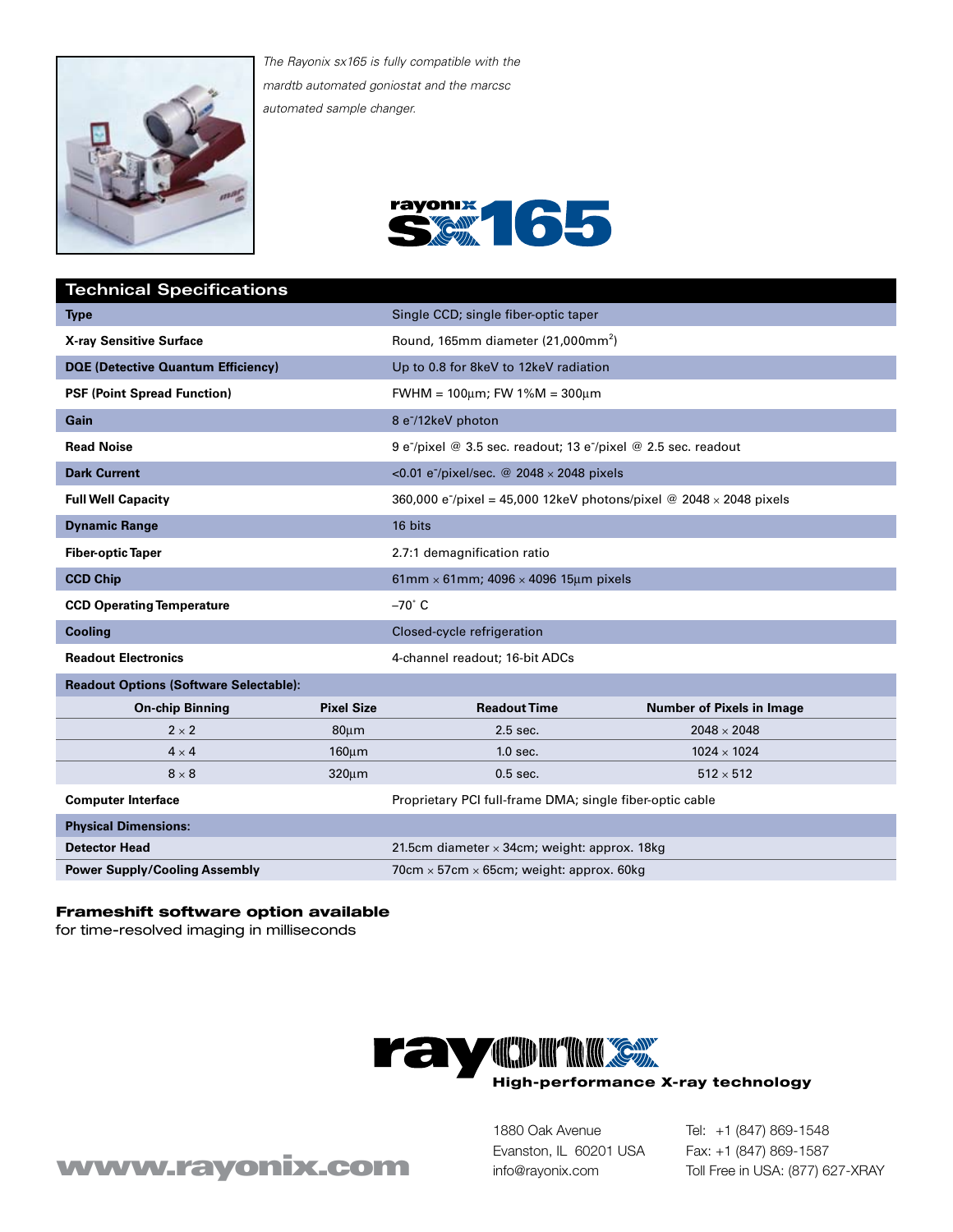*The Rayonix sx165 is fully compatible with the mardtb automated goniostat and the marcsc automated sample changer.*

rayonix sx165

## Technical Specifications

| | |
|---|---|
| **Type** | Single CCD; single fiber-optic taper |
| **X-ray Sensitive Surface** | Round, 165mm diameter (21,000mm$^2$) |
| **DQE (Detective Quantum Efficiency)** | Up to 0.8 for 8keV to 12keV radiation |
| **PSF (Point Spread Function)** | FWHM = 100µm; FW 1%M = 300µm |
| **Gain** | 8 e$^-$/12keV photon |
| **Read Noise** | 9 e$^-$/pixel @ 3.5 sec. readout; 13 e$^-$/pixel @ 2.5 sec. readout |
| **Dark Current** | <0.01 e$^-$/pixel/sec. @ 2048 × 2048 pixels |
| **Full Well Capacity** | 360,000 e$^-$/pixel = 45,000 12keV photons/pixel @ 2048 × 2048 pixels |
| **Dynamic Range** | 16 bits |
| **Fiber-optic Taper** | 2.7:1 demagnification ratio |
| **CCD Chip** | 61mm × 61mm; 4096 × 4096 15µm pixels |
| **CCD Operating Temperature** | –70° C |
| **Cooling** | Closed-cycle refrigeration |
| **Readout Electronics** | 4-channel readout; 16-bit ADCs |

**Readout Options (Software Selectable):**

| On-chip Binning | Pixel Size | Readout Time | Number of Pixels in Image |
|---|---|---|---|
| 2 × 2 | 80µm | 2.5 sec. | 2048 × 2048 |
| 4 × 4 | 160µm | 1.0 sec. | 1024 × 1024 |
| 8 × 8 | 320µm | 0.5 sec. | 512 × 512 |

| | |
|---|---|
| **Computer Interface** | Proprietary PCI full-frame DMA; single fiber-optic cable |
| **Physical Dimensions:** | |
| **Detector Head** | 21.5cm diameter × 34cm; weight: approx. 18kg |
| **Power Supply/Cooling Assembly** | 70cm × 57cm × 65cm; weight: approx. 60kg |

**Frameshift software option available**
for time-resolved imaging in milliseconds

rayonix
**High-performance X-ray technology**

**www.rayonix.com**

1880 Oak Avenue
Evanston, IL 60201 USA
info@rayonix.com

Tel: +1 (847) 869-1548
Fax: +1 (847) 869-1587
Toll Free in USA: (877) 627-XRAY